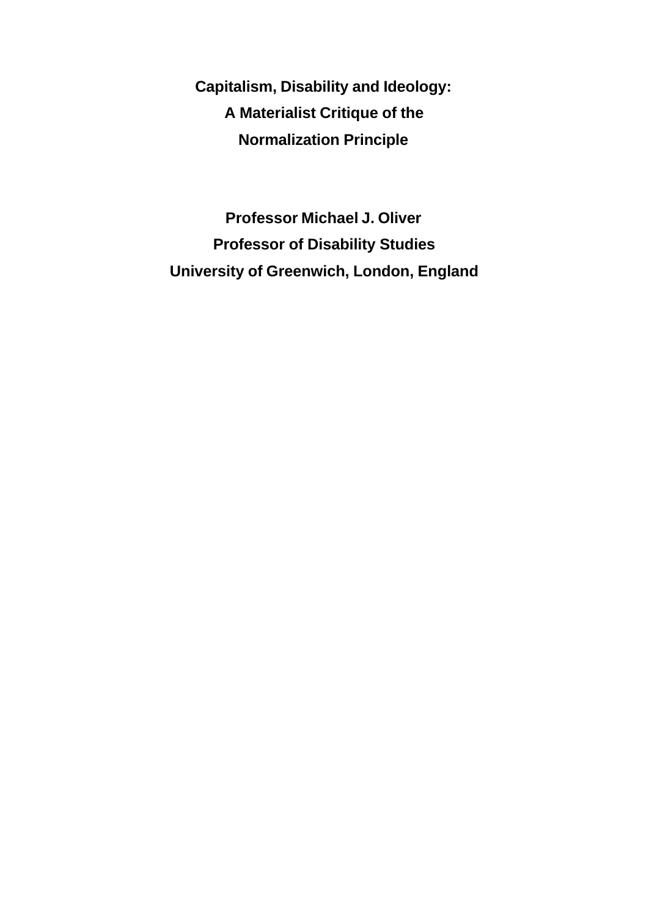# Capitalism, Disability and Ideology: A Materialist Critique of the Normalization Principle

**Professor Michael J. Oliver**

**Professor of Disability Studies**

**University of Greenwich, London, England**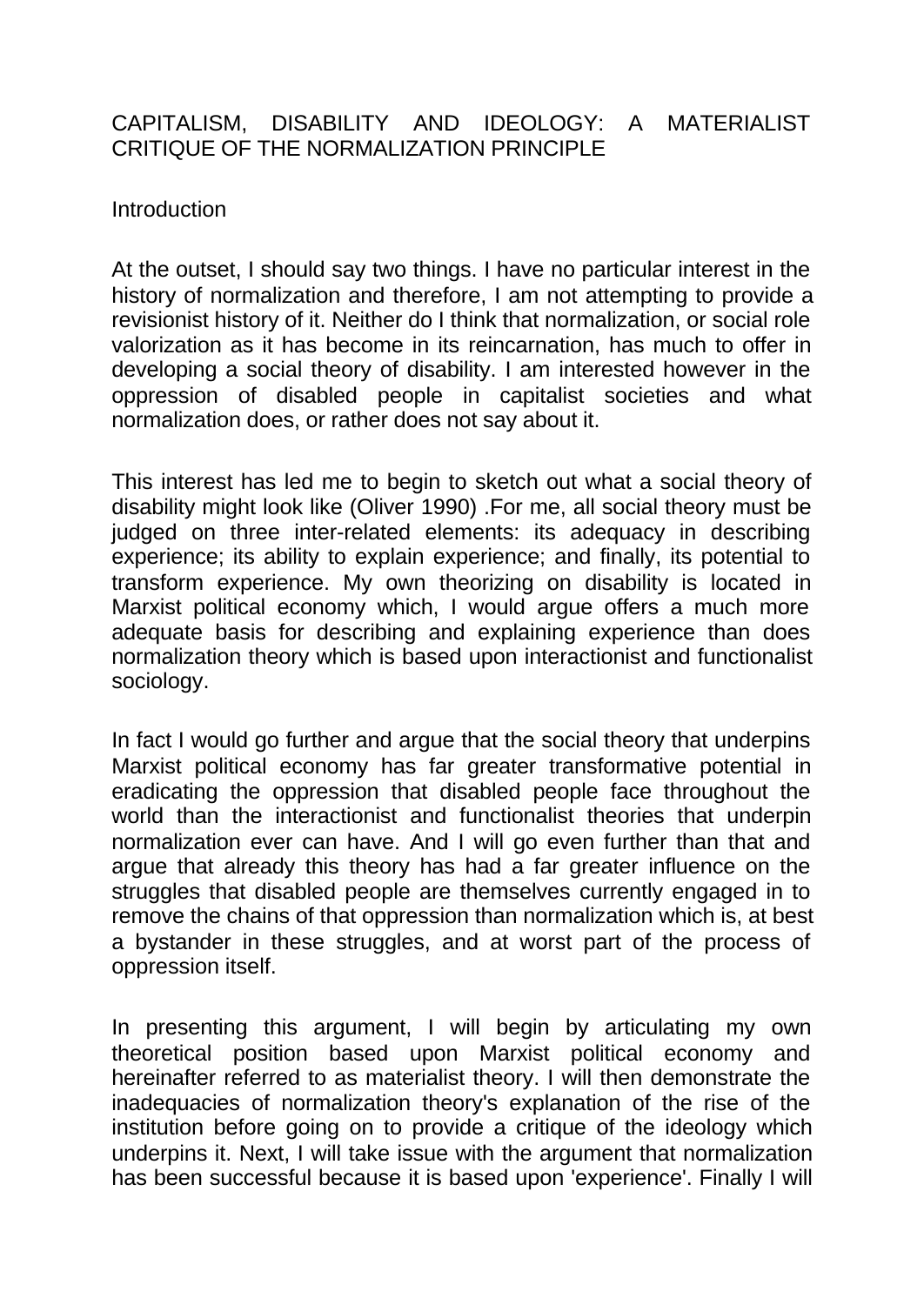# CAPITALISM, DISABILITY AND IDEOLOGY: A MATERIALIST CRITIQUE OF THE NORMALIZATION PRINCIPLE

## Introduction

At the outset, I should say two things. I have no particular interest in the history of normalization and therefore, I am not attempting to provide a revisionist history of it. Neither do I think that normalization, or social role valorization as it has become in its reincarnation, has much to offer in developing a social theory of disability. I am interested however in the oppression of disabled people in capitalist societies and what normalization does, or rather does not say about it.

This interest has led me to begin to sketch out what a social theory of disability might look like (Oliver 1990) .For me, all social theory must be judged on three inter-related elements: its adequacy in describing experience; its ability to explain experience; and finally, its potential to transform experience. My own theorizing on disability is located in Marxist political economy which, I would argue offers a much more adequate basis for describing and explaining experience than does normalization theory which is based upon interactionist and functionalist sociology.

In fact I would go further and argue that the social theory that underpins Marxist political economy has far greater transformative potential in eradicating the oppression that disabled people face throughout the world than the interactionist and functionalist theories that underpin normalization ever can have. And I will go even further than that and argue that already this theory has had a far greater influence on the struggles that disabled people are themselves currently engaged in to remove the chains of that oppression than normalization which is, at best a bystander in these struggles, and at worst part of the process of oppression itself.

In presenting this argument, I will begin by articulating my own theoretical position based upon Marxist political economy and hereinafter referred to as materialist theory. I will then demonstrate the inadequacies of normalization theory's explanation of the rise of the institution before going on to provide a critique of the ideology which underpins it. Next, I will take issue with the argument that normalization has been successful because it is based upon 'experience'. Finally I will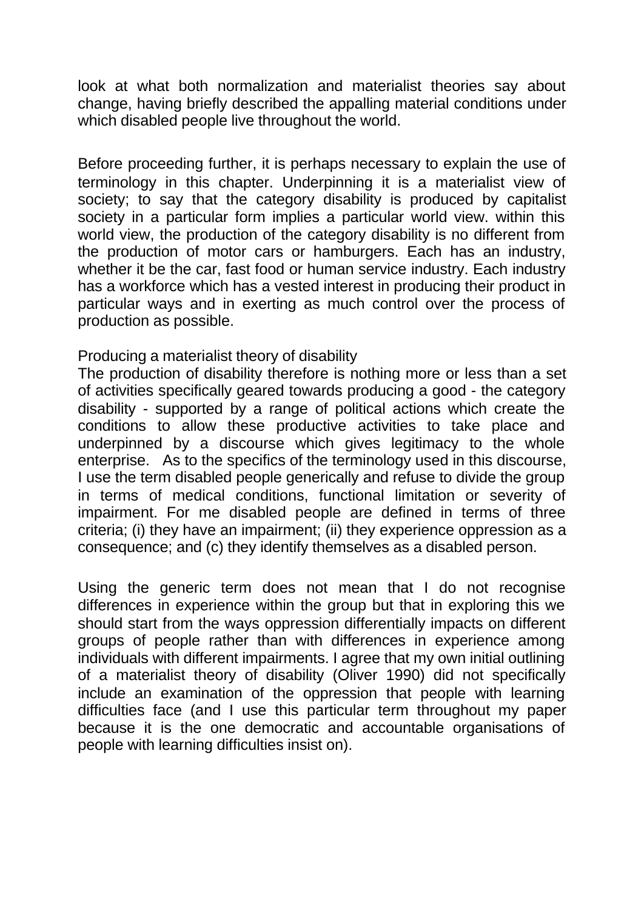look at what both normalization and materialist theories say about change, having briefly described the appalling material conditions under which disabled people live throughout the world.

Before proceeding further, it is perhaps necessary to explain the use of terminology in this chapter. Underpinning it is a materialist view of society; to say that the category disability is produced by capitalist society in a particular form implies a particular world view. within this world view, the production of the category disability is no different from the production of motor cars or hamburgers. Each has an industry, whether it be the car, fast food or human service industry. Each industry has a workforce which has a vested interest in producing their product in particular ways and in exerting as much control over the process of production as possible.

## Producing a materialist theory of disability

The production of disability therefore is nothing more or less than a set of activities specifically geared towards producing a good - the category disability - supported by a range of political actions which create the conditions to allow these productive activities to take place and underpinned by a discourse which gives legitimacy to the whole enterprise. As to the specifics of the terminology used in this discourse, I use the term disabled people generically and refuse to divide the group in terms of medical conditions, functional limitation or severity of impairment. For me disabled people are defined in terms of three criteria; (i) they have an impairment; (ii) they experience oppression as a consequence; and (c) they identify themselves as a disabled person.

Using the generic term does not mean that I do not recognise differences in experience within the group but that in exploring this we should start from the ways oppression differentially impacts on different groups of people rather than with differences in experience among individuals with different impairments. I agree that my own initial outlining of a materialist theory of disability (Oliver 1990) did not specifically include an examination of the oppression that people with learning difficulties face (and I use this particular term throughout my paper because it is the one democratic and accountable organisations of people with learning difficulties insist on).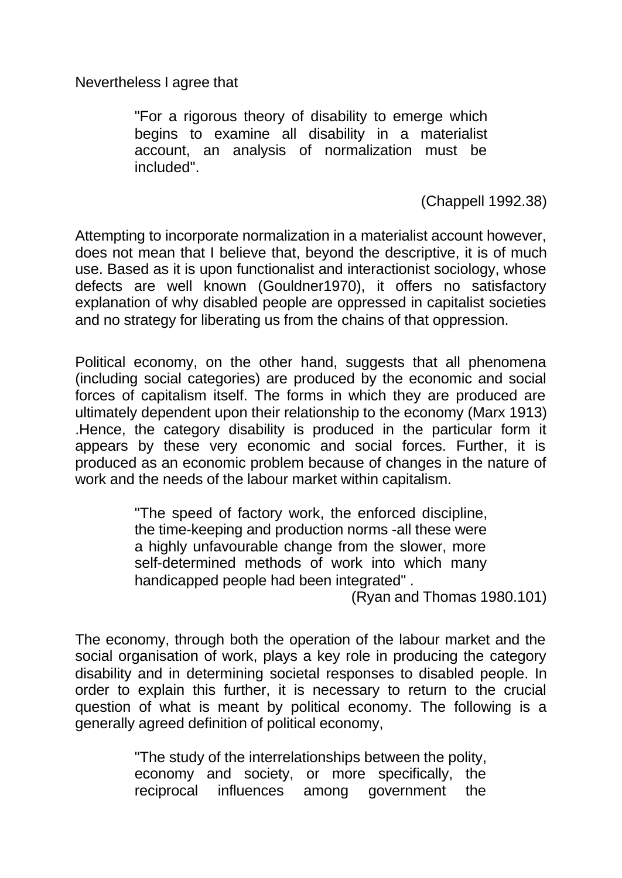Nevertheless I agree that

> "For a rigorous theory of disability to emerge which begins to examine all disability in a materialist account, an analysis of normalization must be included".
>
> (Chappell 1992.38)

Attempting to incorporate normalization in a materialist account however, does not mean that I believe that, beyond the descriptive, it is of much use. Based as it is upon functionalist and interactionist sociology, whose defects are well known (Gouldner1970), it offers no satisfactory explanation of why disabled people are oppressed in capitalist societies and no strategy for liberating us from the chains of that oppression.

Political economy, on the other hand, suggests that all phenomena (including social categories) are produced by the economic and social forces of capitalism itself. The forms in which they are produced are ultimately dependent upon their relationship to the economy (Marx 1913) .Hence, the category disability is produced in the particular form it appears by these very economic and social forces. Further, it is produced as an economic problem because of changes in the nature of work and the needs of the labour market within capitalism.

> "The speed of factory work, the enforced discipline, the time-keeping and production norms -all these were a highly unfavourable change from the slower, more self-determined methods of work into which many handicapped people had been integrated" .
>
> (Ryan and Thomas 1980.101)

The economy, through both the operation of the labour market and the social organisation of work, plays a key role in producing the category disability and in determining societal responses to disabled people. In order to explain this further, it is necessary to return to the crucial question of what is meant by political economy. The following is a generally agreed definition of political economy,

> "The study of the interrelationships between the polity, economy and society, or more specifically, the reciprocal influences among government the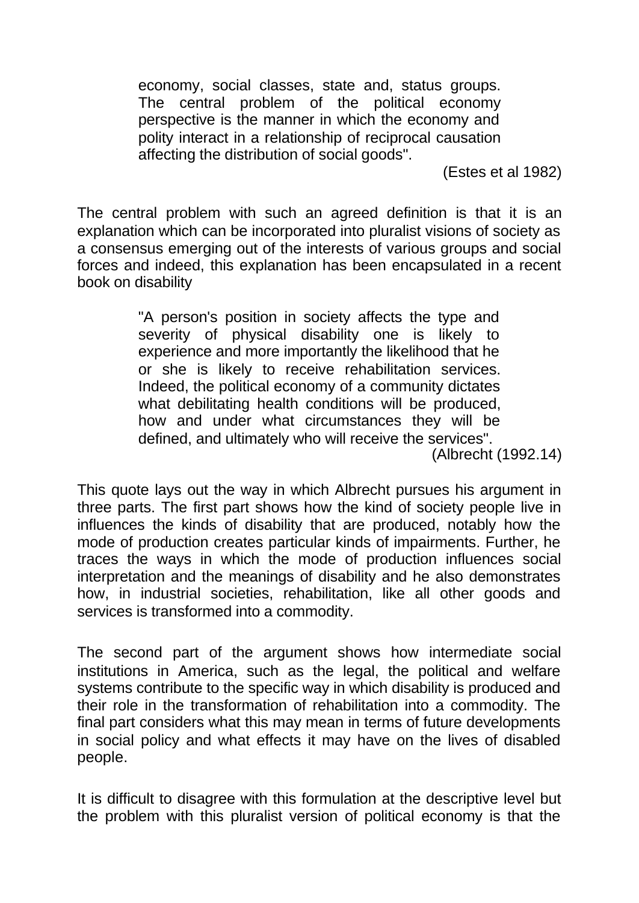> economy, social classes, state and, status groups. The central problem of the political economy perspective is the manner in which the economy and polity interact in a relationship of reciprocal causation affecting the distribution of social goods".
>
> (Estes et al 1982)

The central problem with such an agreed definition is that it is an explanation which can be incorporated into pluralist visions of society as a consensus emerging out of the interests of various groups and social forces and indeed, this explanation has been encapsulated in a recent book on disability

> "A person's position in society affects the type and severity of physical disability one is likely to experience and more importantly the likelihood that he or she is likely to receive rehabilitation services. Indeed, the political economy of a community dictates what debilitating health conditions will be produced, how and under what circumstances they will be defined, and ultimately who will receive the services".
>
> (Albrecht (1992.14)

This quote lays out the way in which Albrecht pursues his argument in three parts. The first part shows how the kind of society people live in influences the kinds of disability that are produced, notably how the mode of production creates particular kinds of impairments. Further, he traces the ways in which the mode of production influences social interpretation and the meanings of disability and he also demonstrates how, in industrial societies, rehabilitation, like all other goods and services is transformed into a commodity.

The second part of the argument shows how intermediate social institutions in America, such as the legal, the political and welfare systems contribute to the specific way in which disability is produced and their role in the transformation of rehabilitation into a commodity. The final part considers what this may mean in terms of future developments in social policy and what effects it may have on the lives of disabled people.

It is difficult to disagree with this formulation at the descriptive level but the problem with this pluralist version of political economy is that the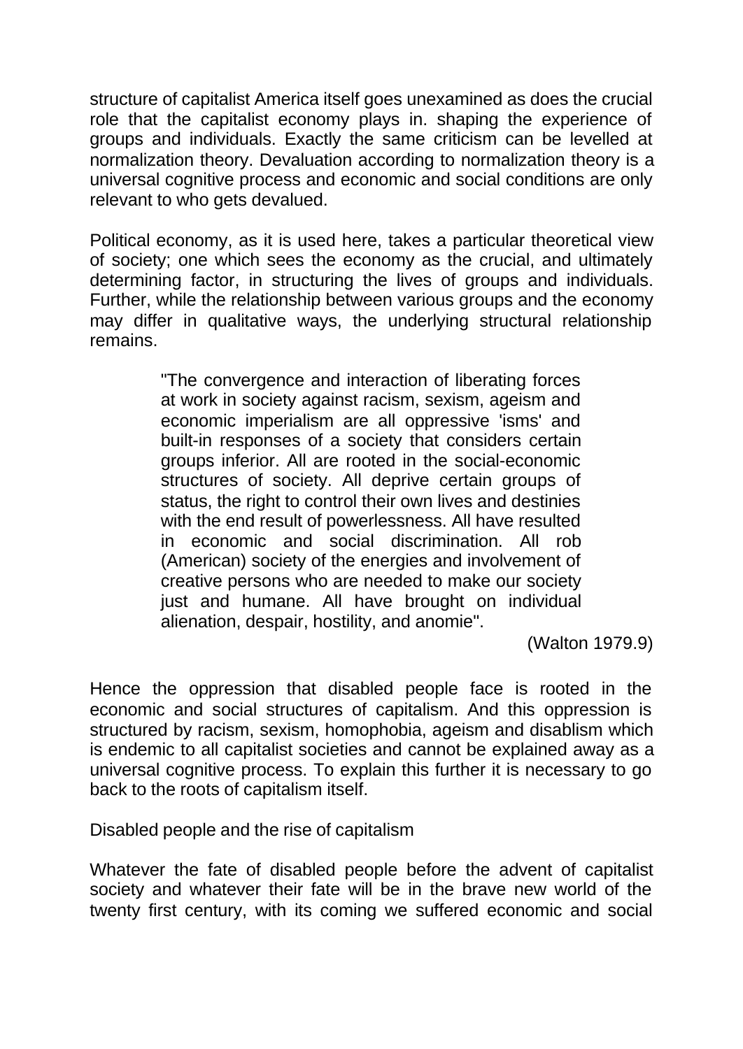structure of capitalist America itself goes unexamined as does the crucial role that the capitalist economy plays in. shaping the experience of groups and individuals. Exactly the same criticism can be levelled at normalization theory. Devaluation according to normalization theory is a universal cognitive process and economic and social conditions are only relevant to who gets devalued.

Political economy, as it is used here, takes a particular theoretical view of society; one which sees the economy as the crucial, and ultimately determining factor, in structuring the lives of groups and individuals. Further, while the relationship between various groups and the economy may differ in qualitative ways, the underlying structural relationship remains.

> "The convergence and interaction of liberating forces at work in society against racism, sexism, ageism and economic imperialism are all oppressive 'isms' and built-in responses of a society that considers certain groups inferior. All are rooted in the social-economic structures of society. All deprive certain groups of status, the right to control their own lives and destinies with the end result of powerlessness. All have resulted in economic and social discrimination. All rob (American) society of the energies and involvement of creative persons who are needed to make our society just and humane. All have brought on individual alienation, despair, hostility, and anomie".
>
> (Walton 1979.9)

Hence the oppression that disabled people face is rooted in the economic and social structures of capitalism. And this oppression is structured by racism, sexism, homophobia, ageism and disablism which is endemic to all capitalist societies and cannot be explained away as a universal cognitive process. To explain this further it is necessary to go back to the roots of capitalism itself.

## Disabled people and the rise of capitalism

Whatever the fate of disabled people before the advent of capitalist society and whatever their fate will be in the brave new world of the twenty first century, with its coming we suffered economic and social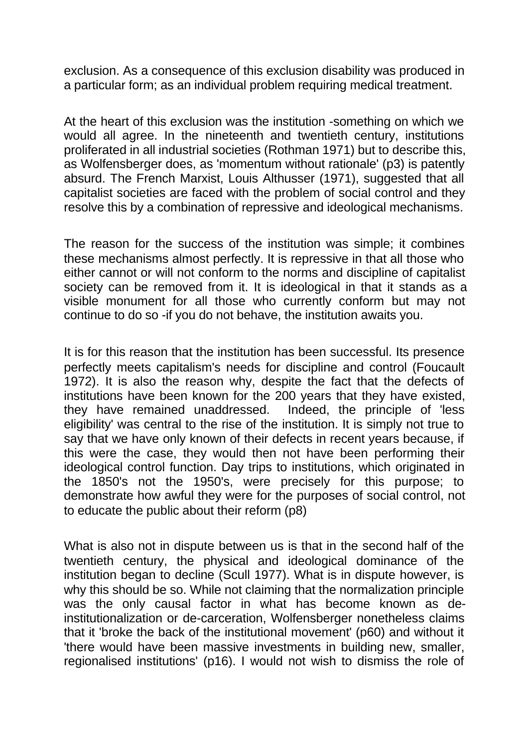exclusion. As a consequence of this exclusion disability was produced in a particular form; as an individual problem requiring medical treatment.

At the heart of this exclusion was the institution -something on which we would all agree. In the nineteenth and twentieth century, institutions proliferated in all industrial societies (Rothman 1971) but to describe this, as Wolfensberger does, as 'momentum without rationale' (p3) is patently absurd. The French Marxist, Louis Althusser (1971), suggested that all capitalist societies are faced with the problem of social control and they resolve this by a combination of repressive and ideological mechanisms.

The reason for the success of the institution was simple; it combines these mechanisms almost perfectly. It is repressive in that all those who either cannot or will not conform to the norms and discipline of capitalist society can be removed from it. It is ideological in that it stands as a visible monument for all those who currently conform but may not continue to do so -if you do not behave, the institution awaits you.

It is for this reason that the institution has been successful. Its presence perfectly meets capitalism's needs for discipline and control (Foucault 1972). It is also the reason why, despite the fact that the defects of institutions have been known for the 200 years that they have existed, they have remained unaddressed. Indeed, the principle of 'less eligibility' was central to the rise of the institution. It is simply not true to say that we have only known of their defects in recent years because, if this were the case, they would then not have been performing their ideological control function. Day trips to institutions, which originated in the 1850's not the 1950's, were precisely for this purpose; to demonstrate how awful they were for the purposes of social control, not to educate the public about their reform (p8)

What is also not in dispute between us is that in the second half of the twentieth century, the physical and ideological dominance of the institution began to decline (Scull 1977). What is in dispute however, is why this should be so. While not claiming that the normalization principle was the only causal factor in what has become known as de-institutionalization or de-carceration, Wolfensberger nonetheless claims that it 'broke the back of the institutional movement' (p60) and without it 'there would have been massive investments in building new, smaller, regionalised institutions' (p16). I would not wish to dismiss the role of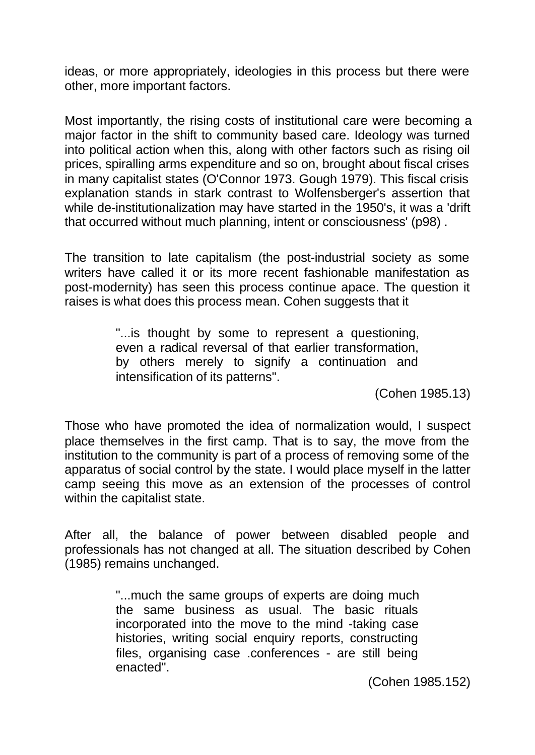ideas, or more appropriately, ideologies in this process but there were other, more important factors.

Most importantly, the rising costs of institutional care were becoming a major factor in the shift to community based care. Ideology was turned into political action when this, along with other factors such as rising oil prices, spiralling arms expenditure and so on, brought about fiscal crises in many capitalist states (O'Connor 1973. Gough 1979). This fiscal crisis explanation stands in stark contrast to Wolfensberger's assertion that while de-institutionalization may have started in the 1950's, it was a 'drift that occurred without much planning, intent or consciousness' (p98) .

The transition to late capitalism (the post-industrial society as some writers have called it or its more recent fashionable manifestation as post-modernity) has seen this process continue apace. The question it raises is what does this process mean. Cohen suggests that it

> "...is thought by some to represent a questioning, even a radical reversal of that earlier transformation, by others merely to signify a continuation and intensification of its patterns".
>
> (Cohen 1985.13)

Those who have promoted the idea of normalization would, I suspect place themselves in the first camp. That is to say, the move from the institution to the community is part of a process of removing some of the apparatus of social control by the state. I would place myself in the latter camp seeing this move as an extension of the processes of control within the capitalist state.

After all, the balance of power between disabled people and professionals has not changed at all. The situation described by Cohen (1985) remains unchanged.

> "...much the same groups of experts are doing much the same business as usual. The basic rituals incorporated into the move to the mind -taking case histories, writing social enquiry reports, constructing files, organising case .conferences - are still being enacted".
>
> (Cohen 1985.152)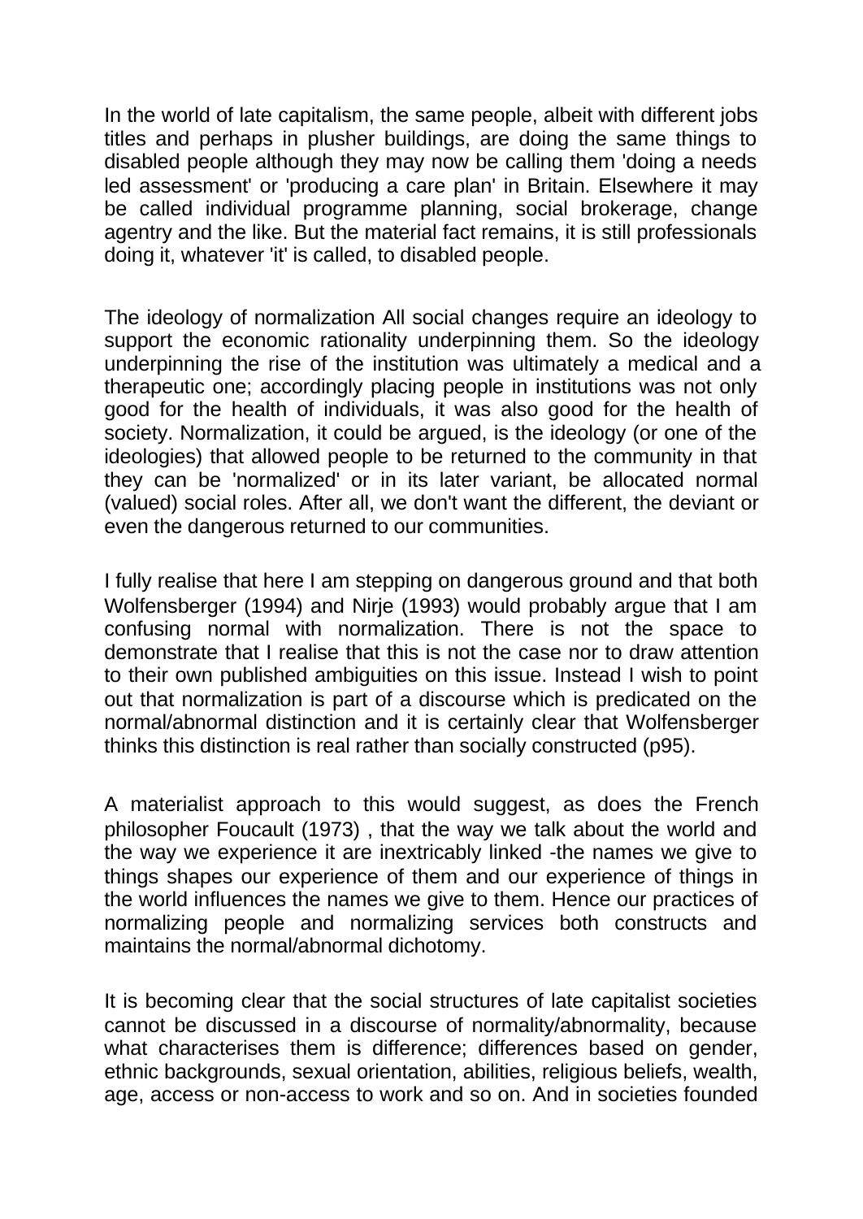In the world of late capitalism, the same people, albeit with different jobs titles and perhaps in plusher buildings, are doing the same things to disabled people although they may now be calling them 'doing a needs led assessment' or 'producing a care plan' in Britain. Elsewhere it may be called individual programme planning, social brokerage, change agentry and the like. But the material fact remains, it is still professionals doing it, whatever 'it' is called, to disabled people.

The ideology of normalization All social changes require an ideology to support the economic rationality underpinning them. So the ideology underpinning the rise of the institution was ultimately a medical and a therapeutic one; accordingly placing people in institutions was not only good for the health of individuals, it was also good for the health of society. Normalization, it could be argued, is the ideology (or one of the ideologies) that allowed people to be returned to the community in that they can be 'normalized' or in its later variant, be allocated normal (valued) social roles. After all, we don't want the different, the deviant or even the dangerous returned to our communities.

I fully realise that here I am stepping on dangerous ground and that both Wolfensberger (1994) and Nirje (1993) would probably argue that I am confusing normal with normalization. There is not the space to demonstrate that I realise that this is not the case nor to draw attention to their own published ambiguities on this issue. Instead I wish to point out that normalization is part of a discourse which is predicated on the normal/abnormal distinction and it is certainly clear that Wolfensberger thinks this distinction is real rather than socially constructed (p95).

A materialist approach to this would suggest, as does the French philosopher Foucault (1973) , that the way we talk about the world and the way we experience it are inextricably linked -the names we give to things shapes our experience of them and our experience of things in the world influences the names we give to them. Hence our practices of normalizing people and normalizing services both constructs and maintains the normal/abnormal dichotomy.

It is becoming clear that the social structures of late capitalist societies cannot be discussed in a discourse of normality/abnormality, because what characterises them is difference; differences based on gender, ethnic backgrounds, sexual orientation, abilities, religious beliefs, wealth, age, access or non-access to work and so on. And in societies founded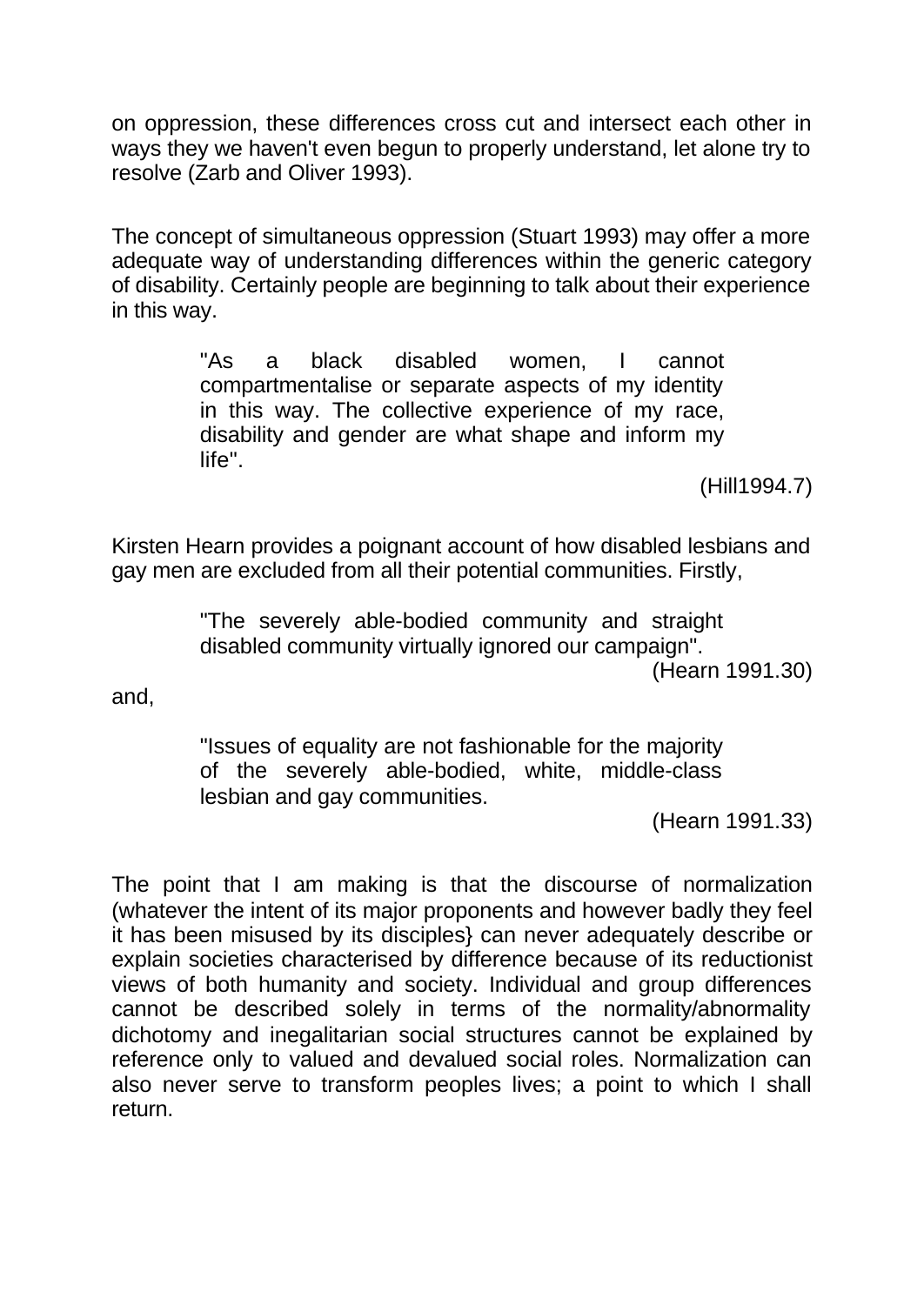on oppression, these differences cross cut and intersect each other in ways they we haven't even begun to properly understand, let alone try to resolve (Zarb and Oliver 1993).

The concept of simultaneous oppression (Stuart 1993) may offer a more adequate way of understanding differences within the generic category of disability. Certainly people are beginning to talk about their experience in this way.

> "As a black disabled women, I cannot compartmentalise or separate aspects of my identity in this way. The collective experience of my race, disability and gender are what shape and inform my life".
>
> (Hill1994.7)

Kirsten Hearn provides a poignant account of how disabled lesbians and gay men are excluded from all their potential communities. Firstly,

> "The severely able-bodied community and straight disabled community virtually ignored our campaign".
>
> (Hearn 1991.30)

and,

> "Issues of equality are not fashionable for the majority of the severely able-bodied, white, middle-class lesbian and gay communities.
>
> (Hearn 1991.33)

The point that I am making is that the discourse of normalization (whatever the intent of its major proponents and however badly they feel it has been misused by its disciples} can never adequately describe or explain societies characterised by difference because of its reductionist views of both humanity and society. Individual and group differences cannot be described solely in terms of the normality/abnormality dichotomy and inegalitarian social structures cannot be explained by reference only to valued and devalued social roles. Normalization can also never serve to transform peoples lives; a point to which I shall return.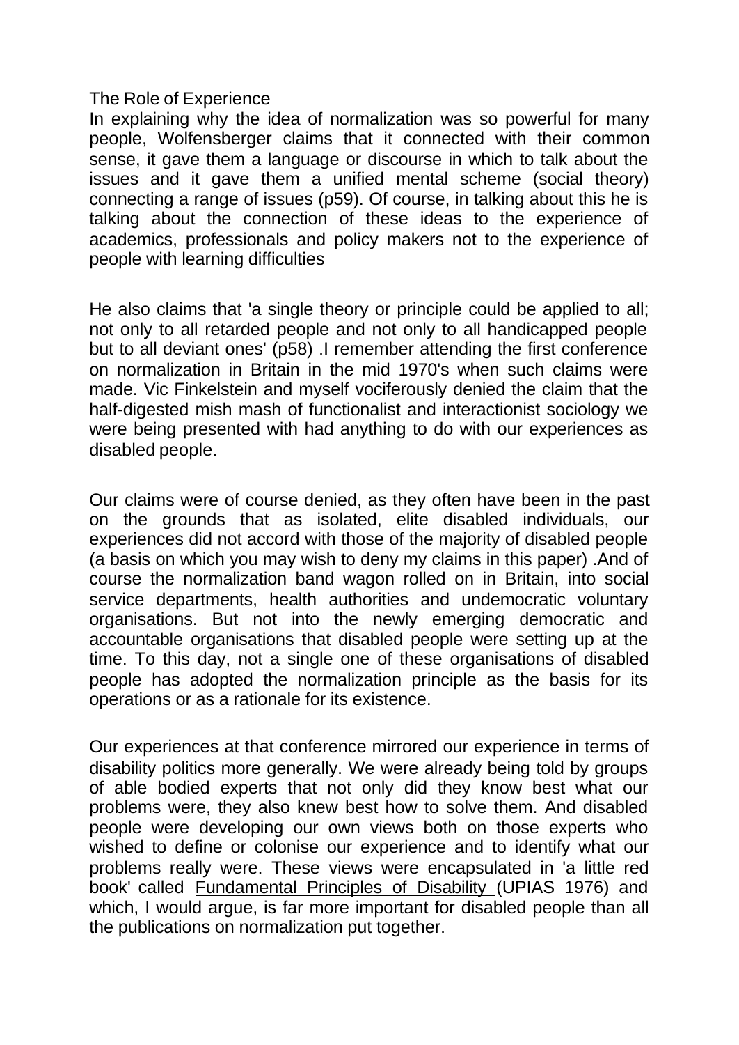## The Role of Experience

In explaining why the idea of normalization was so powerful for many people, Wolfensberger claims that it connected with their common sense, it gave them a language or discourse in which to talk about the issues and it gave them a unified mental scheme (social theory) connecting a range of issues (p59). Of course, in talking about this he is talking about the connection of these ideas to the experience of academics, professionals and policy makers not to the experience of people with learning difficulties

He also claims that 'a single theory or principle could be applied to all; not only to all retarded people and not only to all handicapped people but to all deviant ones' (p58) .I remember attending the first conference on normalization in Britain in the mid 1970's when such claims were made. Vic Finkelstein and myself vociferously denied the claim that the half-digested mish mash of functionalist and interactionist sociology we were being presented with had anything to do with our experiences as disabled people.

Our claims were of course denied, as they often have been in the past on the grounds that as isolated, elite disabled individuals, our experiences did not accord with those of the majority of disabled people (a basis on which you may wish to deny my claims in this paper) .And of course the normalization band wagon rolled on in Britain, into social service departments, health authorities and undemocratic voluntary organisations. But not into the newly emerging democratic and accountable organisations that disabled people were setting up at the time. To this day, not a single one of these organisations of disabled people has adopted the normalization principle as the basis for its operations or as a rationale for its existence.

Our experiences at that conference mirrored our experience in terms of disability politics more generally. We were already being told by groups of able bodied experts that not only did they know best what our problems were, they also knew best how to solve them. And disabled people were developing our own views both on those experts who wished to define or colonise our experience and to identify what our problems really were. These views were encapsulated in 'a little red book' called Fundamental Principles of Disability (UPIAS 1976) and which, I would argue, is far more important for disabled people than all the publications on normalization put together.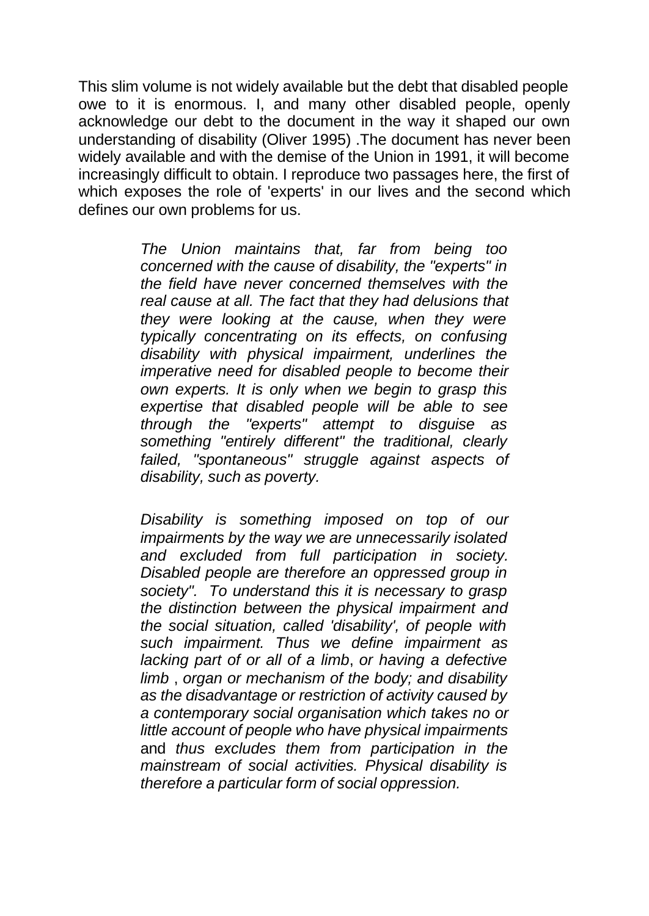This slim volume is not widely available but the debt that disabled people owe to it is enormous. I, and many other disabled people, openly acknowledge our debt to the document in the way it shaped our own understanding of disability (Oliver 1995) .The document has never been widely available and with the demise of the Union in 1991, it will become increasingly difficult to obtain. I reproduce two passages here, the first of which exposes the role of 'experts' in our lives and the second which defines our own problems for us.

> *The Union maintains that, far from being too concerned with the cause of disability, the "experts" in the field have never concerned themselves with the real cause at all. The fact that they had delusions that they were looking at the cause, when they were typically concentrating on its effects, on confusing disability with physical impairment, underlines the imperative need for disabled people to become their own experts. It is only when we begin to grasp this expertise that disabled people will be able to see through the "experts" attempt to disguise as something "entirely different" the traditional, clearly failed, "spontaneous" struggle against aspects of disability, such as poverty.*
>
> *Disability is something imposed on top of our impairments by the way we are unnecessarily isolated and excluded from full participation in society. Disabled people are therefore an oppressed group in society". To understand this it is necessary to grasp the distinction between the physical impairment and the social situation, called 'disability', of people with such impairment. Thus we define impairment as lacking part of or all of a limb*, *or having a defective limb* , *organ or mechanism of the body; and disability as the disadvantage or restriction of activity caused by a contemporary social organisation which takes no or little account of people who have physical impairments* and *thus excludes them from participation in the mainstream of social activities. Physical disability is therefore a particular form of social oppression.*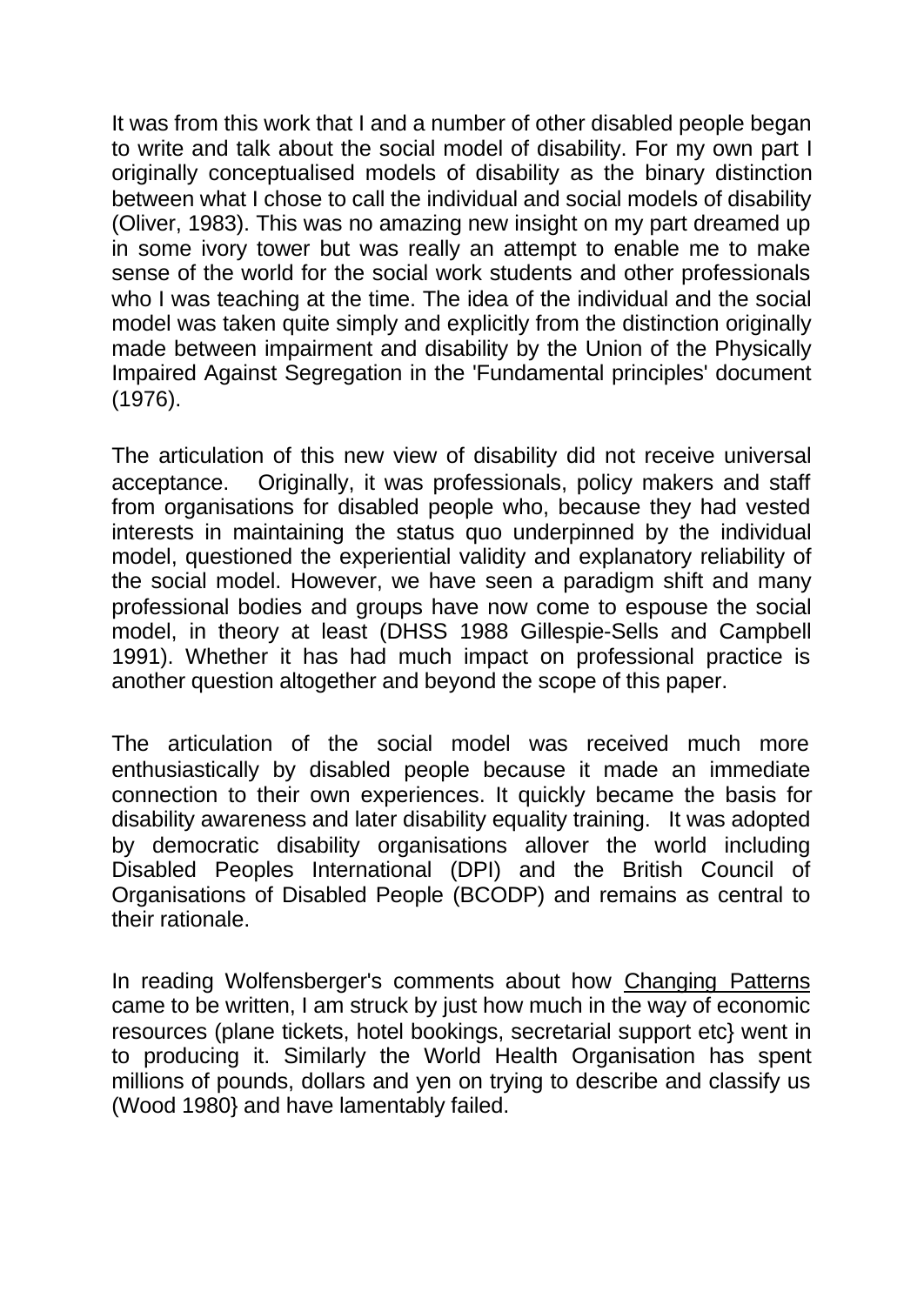It was from this work that I and a number of other disabled people began to write and talk about the social model of disability. For my own part I originally conceptualised models of disability as the binary distinction between what I chose to call the individual and social models of disability (Oliver, 1983). This was no amazing new insight on my part dreamed up in some ivory tower but was really an attempt to enable me to make sense of the world for the social work students and other professionals who I was teaching at the time. The idea of the individual and the social model was taken quite simply and explicitly from the distinction originally made between impairment and disability by the Union of the Physically Impaired Against Segregation in the 'Fundamental principles' document (1976).

The articulation of this new view of disability did not receive universal acceptance. Originally, it was professionals, policy makers and staff from organisations for disabled people who, because they had vested interests in maintaining the status quo underpinned by the individual model, questioned the experiential validity and explanatory reliability of the social model. However, we have seen a paradigm shift and many professional bodies and groups have now come to espouse the social model, in theory at least (DHSS 1988 Gillespie-Sells and Campbell 1991). Whether it has had much impact on professional practice is another question altogether and beyond the scope of this paper.

The articulation of the social model was received much more enthusiastically by disabled people because it made an immediate connection to their own experiences. It quickly became the basis for disability awareness and later disability equality training. It was adopted by democratic disability organisations allover the world including Disabled Peoples International (DPI) and the British Council of Organisations of Disabled People (BCODP) and remains as central to their rationale.

In reading Wolfensberger's comments about how Changing Patterns came to be written, I am struck by just how much in the way of economic resources (plane tickets, hotel bookings, secretarial support etc} went in to producing it. Similarly the World Health Organisation has spent millions of pounds, dollars and yen on trying to describe and classify us (Wood 1980} and have lamentably failed.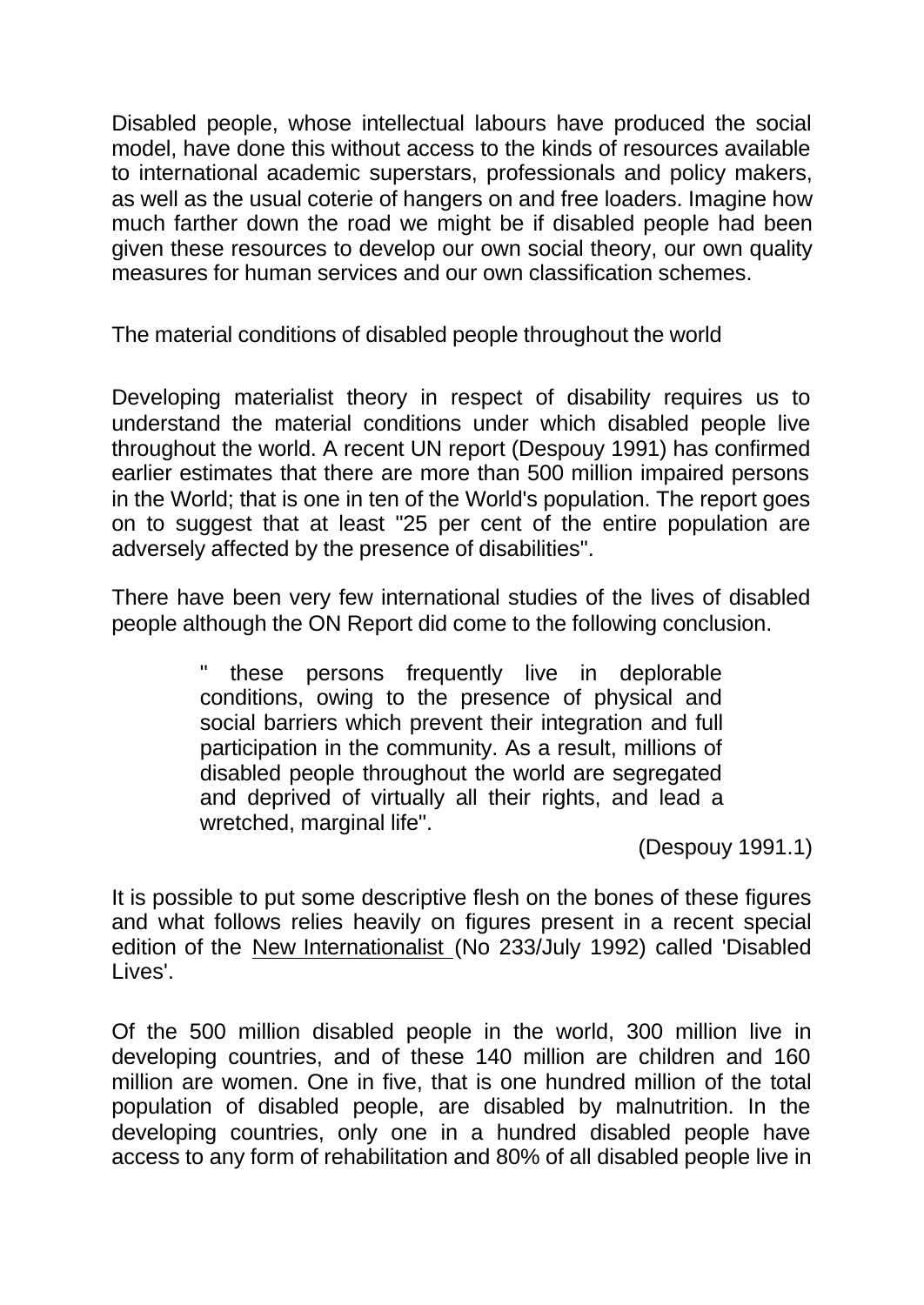Disabled people, whose intellectual labours have produced the social model, have done this without access to the kinds of resources available to international academic superstars, professionals and policy makers, as well as the usual coterie of hangers on and free loaders. Imagine how much farther down the road we might be if disabled people had been given these resources to develop our own social theory, our own quality measures for human services and our own classification schemes.

## The material conditions of disabled people throughout the world

Developing materialist theory in respect of disability requires us to understand the material conditions under which disabled people live throughout the world. A recent UN report (Despouy 1991) has confirmed earlier estimates that there are more than 500 million impaired persons in the World; that is one in ten of the World's population. The report goes on to suggest that at least "25 per cent of the entire population are adversely affected by the presence of disabilities".

There have been very few international studies of the lives of disabled people although the ON Report did come to the following conclusion.

> " these persons frequently live in deplorable conditions, owing to the presence of physical and social barriers which prevent their integration and full participation in the community. As a result, millions of disabled people throughout the world are segregated and deprived of virtually all their rights, and lead a wretched, marginal life".
>
> (Despouy 1991.1)

It is possible to put some descriptive flesh on the bones of these figures and what follows relies heavily on figures present in a recent special edition of the New Internationalist (No 233/July 1992) called 'Disabled Lives'.

Of the 500 million disabled people in the world, 300 million live in developing countries, and of these 140 million are children and 160 million are women. One in five, that is one hundred million of the total population of disabled people, are disabled by malnutrition. In the developing countries, only one in a hundred disabled people have access to any form of rehabilitation and 80% of all disabled people live in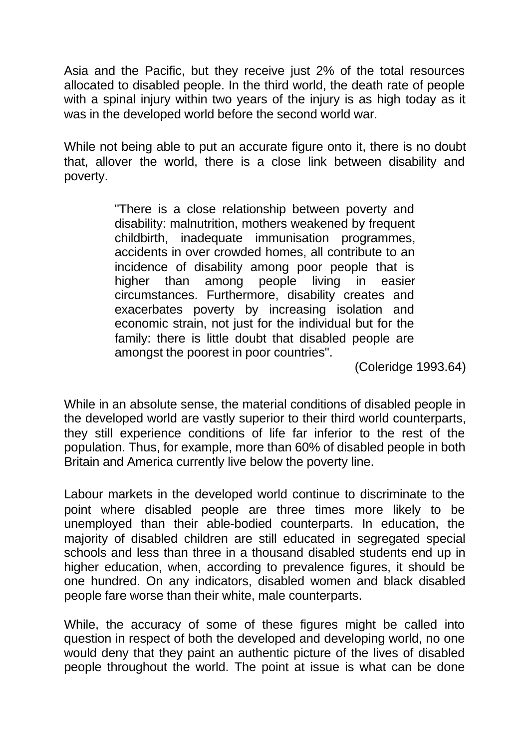Asia and the Pacific, but they receive just 2% of the total resources allocated to disabled people. In the third world, the death rate of people with a spinal injury within two years of the injury is as high today as it was in the developed world before the second world war.

While not being able to put an accurate figure onto it, there is no doubt that, allover the world, there is a close link between disability and poverty.

> "There is a close relationship between poverty and disability: malnutrition, mothers weakened by frequent childbirth, inadequate immunisation programmes, accidents in over crowded homes, all contribute to an incidence of disability among poor people that is higher than among people living in easier circumstances. Furthermore, disability creates and exacerbates poverty by increasing isolation and economic strain, not just for the individual but for the family: there is little doubt that disabled people are amongst the poorest in poor countries".
>
> (Coleridge 1993.64)

While in an absolute sense, the material conditions of disabled people in the developed world are vastly superior to their third world counterparts, they still experience conditions of life far inferior to the rest of the population. Thus, for example, more than 60% of disabled people in both Britain and America currently live below the poverty line.

Labour markets in the developed world continue to discriminate to the point where disabled people are three times more likely to be unemployed than their able-bodied counterparts. In education, the majority of disabled children are still educated in segregated special schools and less than three in a thousand disabled students end up in higher education, when, according to prevalence figures, it should be one hundred. On any indicators, disabled women and black disabled people fare worse than their white, male counterparts.

While, the accuracy of some of these figures might be called into question in respect of both the developed and developing world, no one would deny that they paint an authentic picture of the lives of disabled people throughout the world. The point at issue is what can be done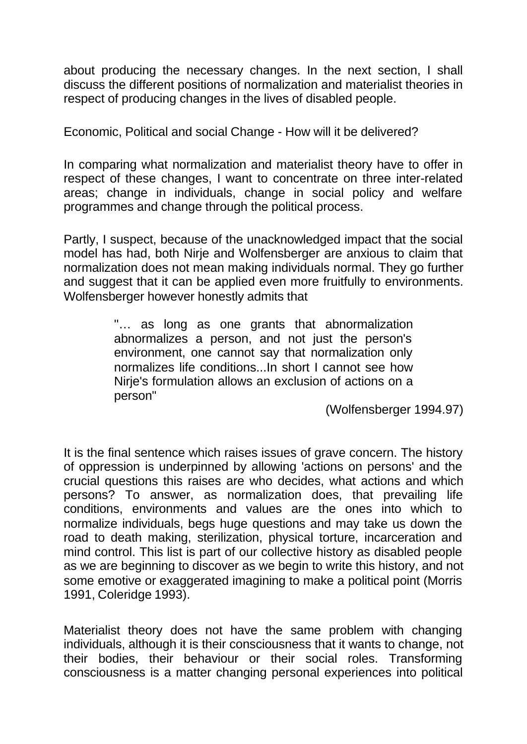about producing the necessary changes. In the next section, I shall discuss the different positions of normalization and materialist theories in respect of producing changes in the lives of disabled people.

## Economic, Political and social Change - How will it be delivered?

In comparing what normalization and materialist theory have to offer in respect of these changes, I want to concentrate on three inter-related areas; change in individuals, change in social policy and welfare programmes and change through the political process.

Partly, I suspect, because of the unacknowledged impact that the social model has had, both Nirje and Wolfensberger are anxious to claim that normalization does not mean making individuals normal. They go further and suggest that it can be applied even more fruitfully to environments. Wolfensberger however honestly admits that

> "… as long as one grants that abnormalization abnormalizes a person, and not just the person's environment, one cannot say that normalization only normalizes life conditions...In short I cannot see how Nirje's formulation allows an exclusion of actions on a person"
>
> (Wolfensberger 1994.97)

It is the final sentence which raises issues of grave concern. The history of oppression is underpinned by allowing 'actions on persons' and the crucial questions this raises are who decides, what actions and which persons? To answer, as normalization does, that prevailing life conditions, environments and values are the ones into which to normalize individuals, begs huge questions and may take us down the road to death making, sterilization, physical torture, incarceration and mind control. This list is part of our collective history as disabled people as we are beginning to discover as we begin to write this history, and not some emotive or exaggerated imagining to make a political point (Morris 1991, Coleridge 1993).

Materialist theory does not have the same problem with changing individuals, although it is their consciousness that it wants to change, not their bodies, their behaviour or their social roles. Transforming consciousness is a matter changing personal experiences into political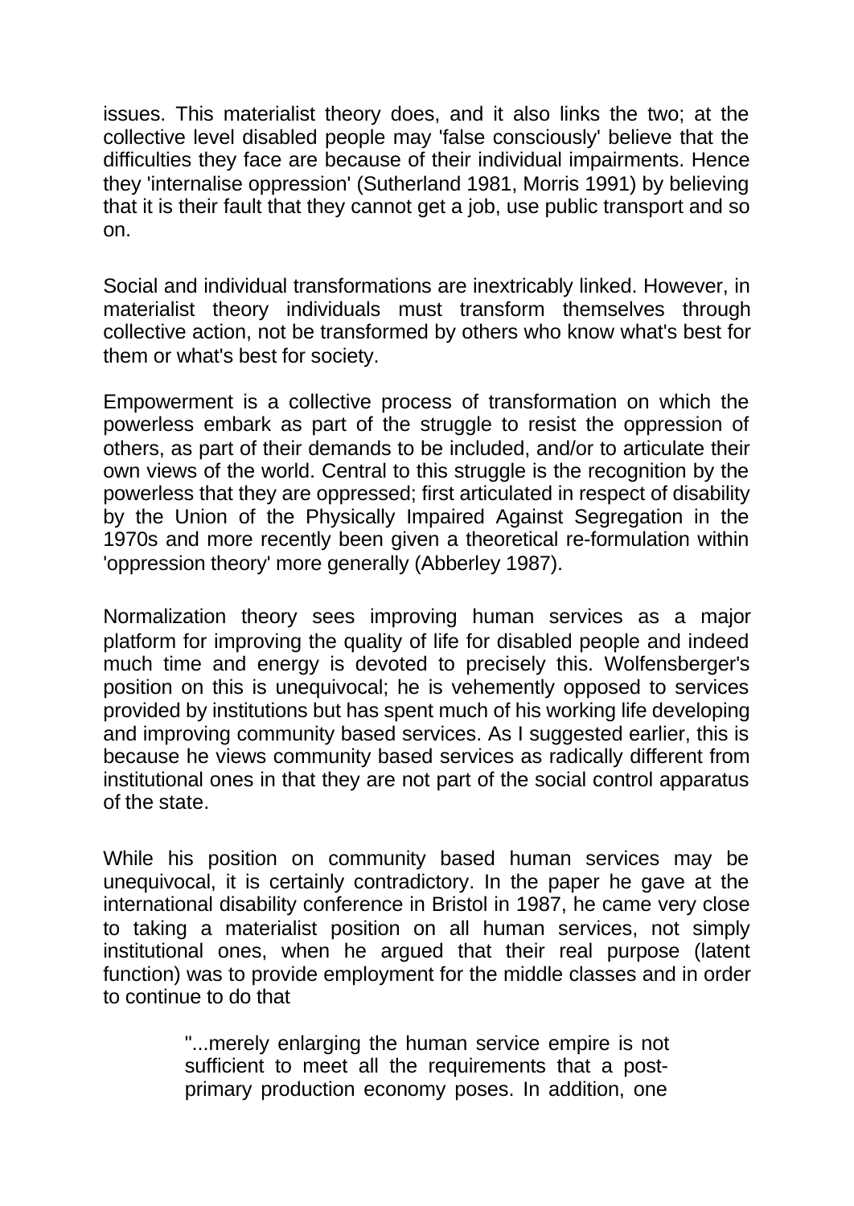issues. This materialist theory does, and it also links the two; at the collective level disabled people may 'false consciously' believe that the difficulties they face are because of their individual impairments. Hence they 'internalise oppression' (Sutherland 1981, Morris 1991) by believing that it is their fault that they cannot get a job, use public transport and so on.

Social and individual transformations are inextricably linked. However, in materialist theory individuals must transform themselves through collective action, not be transformed by others who know what's best for them or what's best for society.

Empowerment is a collective process of transformation on which the powerless embark as part of the struggle to resist the oppression of others, as part of their demands to be included, and/or to articulate their own views of the world. Central to this struggle is the recognition by the powerless that they are oppressed; first articulated in respect of disability by the Union of the Physically Impaired Against Segregation in the 1970s and more recently been given a theoretical re-formulation within 'oppression theory' more generally (Abberley 1987).

Normalization theory sees improving human services as a major platform for improving the quality of life for disabled people and indeed much time and energy is devoted to precisely this. Wolfensberger's position on this is unequivocal; he is vehemently opposed to services provided by institutions but has spent much of his working life developing and improving community based services. As I suggested earlier, this is because he views community based services as radically different from institutional ones in that they are not part of the social control apparatus of the state.

While his position on community based human services may be unequivocal, it is certainly contradictory. In the paper he gave at the international disability conference in Bristol in 1987, he came very close to taking a materialist position on all human services, not simply institutional ones, when he argued that their real purpose (latent function) was to provide employment for the middle classes and in order to continue to do that

> "...merely enlarging the human service empire is not sufficient to meet all the requirements that a post-primary production economy poses. In addition, one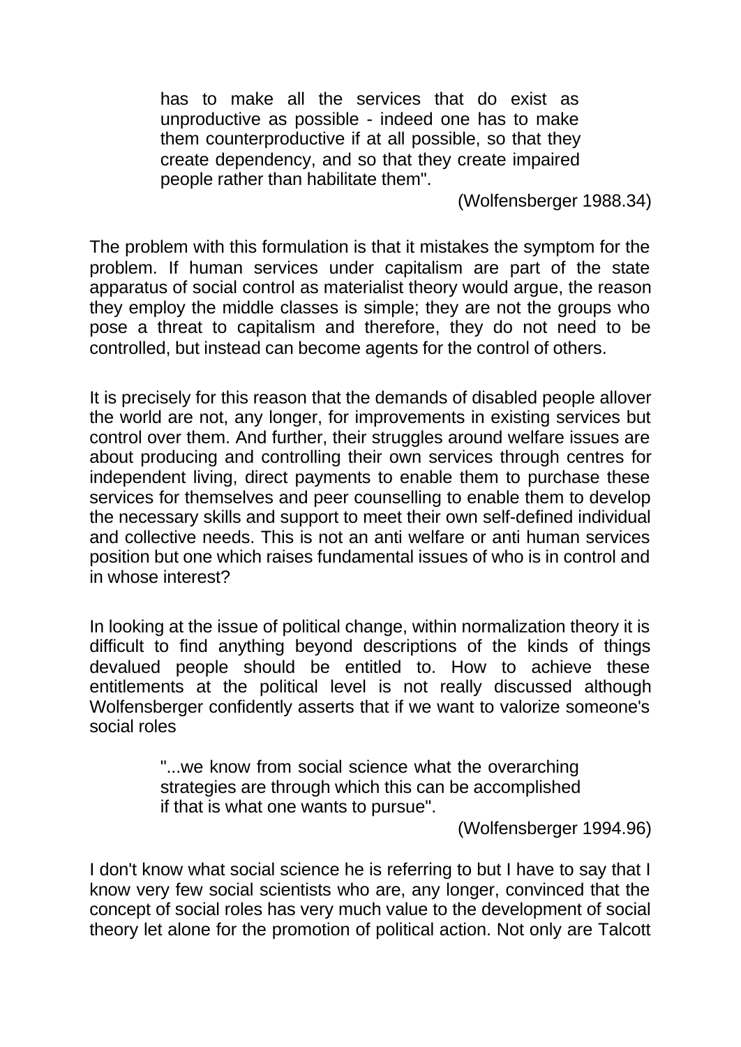> has to make all the services that do exist as unproductive as possible - indeed one has to make them counterproductive if at all possible, so that they create dependency, and so that they create impaired people rather than habilitate them".
>
> (Wolfensberger 1988.34)

The problem with this formulation is that it mistakes the symptom for the problem. If human services under capitalism are part of the state apparatus of social control as materialist theory would argue, the reason they employ the middle classes is simple; they are not the groups who pose a threat to capitalism and therefore, they do not need to be controlled, but instead can become agents for the control of others.

It is precisely for this reason that the demands of disabled people allover the world are not, any longer, for improvements in existing services but control over them. And further, their struggles around welfare issues are about producing and controlling their own services through centres for independent living, direct payments to enable them to purchase these services for themselves and peer counselling to enable them to develop the necessary skills and support to meet their own self-defined individual and collective needs. This is not an anti welfare or anti human services position but one which raises fundamental issues of who is in control and in whose interest?

In looking at the issue of political change, within normalization theory it is difficult to find anything beyond descriptions of the kinds of things devalued people should be entitled to. How to achieve these entitlements at the political level is not really discussed although Wolfensberger confidently asserts that if we want to valorize someone's social roles

> "...we know from social science what the overarching strategies are through which this can be accomplished if that is what one wants to pursue".
>
> (Wolfensberger 1994.96)

I don't know what social science he is referring to but I have to say that I know very few social scientists who are, any longer, convinced that the concept of social roles has very much value to the development of social theory let alone for the promotion of political action. Not only are Talcott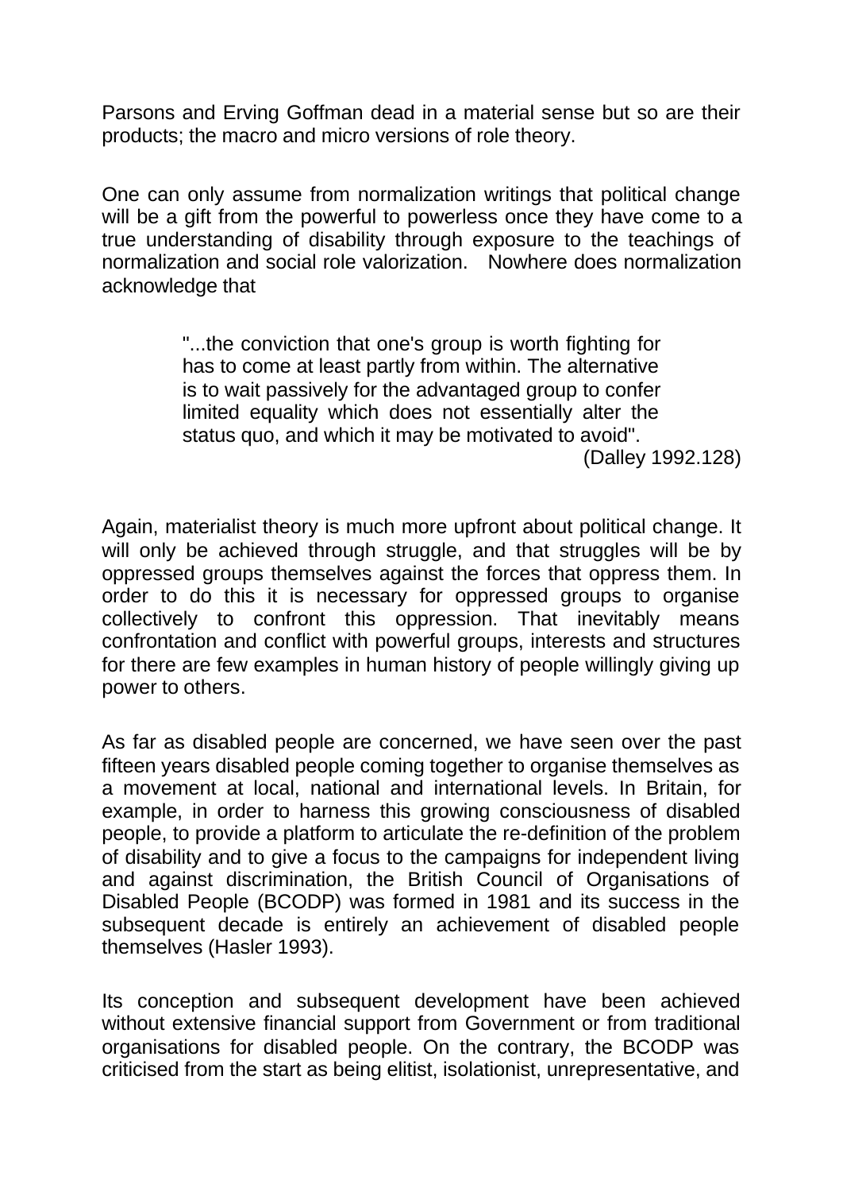Parsons and Erving Goffman dead in a material sense but so are their products; the macro and micro versions of role theory.

One can only assume from normalization writings that political change will be a gift from the powerful to powerless once they have come to a true understanding of disability through exposure to the teachings of normalization and social role valorization. Nowhere does normalization acknowledge that

> "...the conviction that one's group is worth fighting for has to come at least partly from within. The alternative is to wait passively for the advantaged group to confer limited equality which does not essentially alter the status quo, and which it may be motivated to avoid".
>
> (Dalley 1992.128)

Again, materialist theory is much more upfront about political change. It will only be achieved through struggle, and that struggles will be by oppressed groups themselves against the forces that oppress them. In order to do this it is necessary for oppressed groups to organise collectively to confront this oppression. That inevitably means confrontation and conflict with powerful groups, interests and structures for there are few examples in human history of people willingly giving up power to others.

As far as disabled people are concerned, we have seen over the past fifteen years disabled people coming together to organise themselves as a movement at local, national and international levels. In Britain, for example, in order to harness this growing consciousness of disabled people, to provide a platform to articulate the re-definition of the problem of disability and to give a focus to the campaigns for independent living and against discrimination, the British Council of Organisations of Disabled People (BCODP) was formed in 1981 and its success in the subsequent decade is entirely an achievement of disabled people themselves (Hasler 1993).

Its conception and subsequent development have been achieved without extensive financial support from Government or from traditional organisations for disabled people. On the contrary, the BCODP was criticised from the start as being elitist, isolationist, unrepresentative, and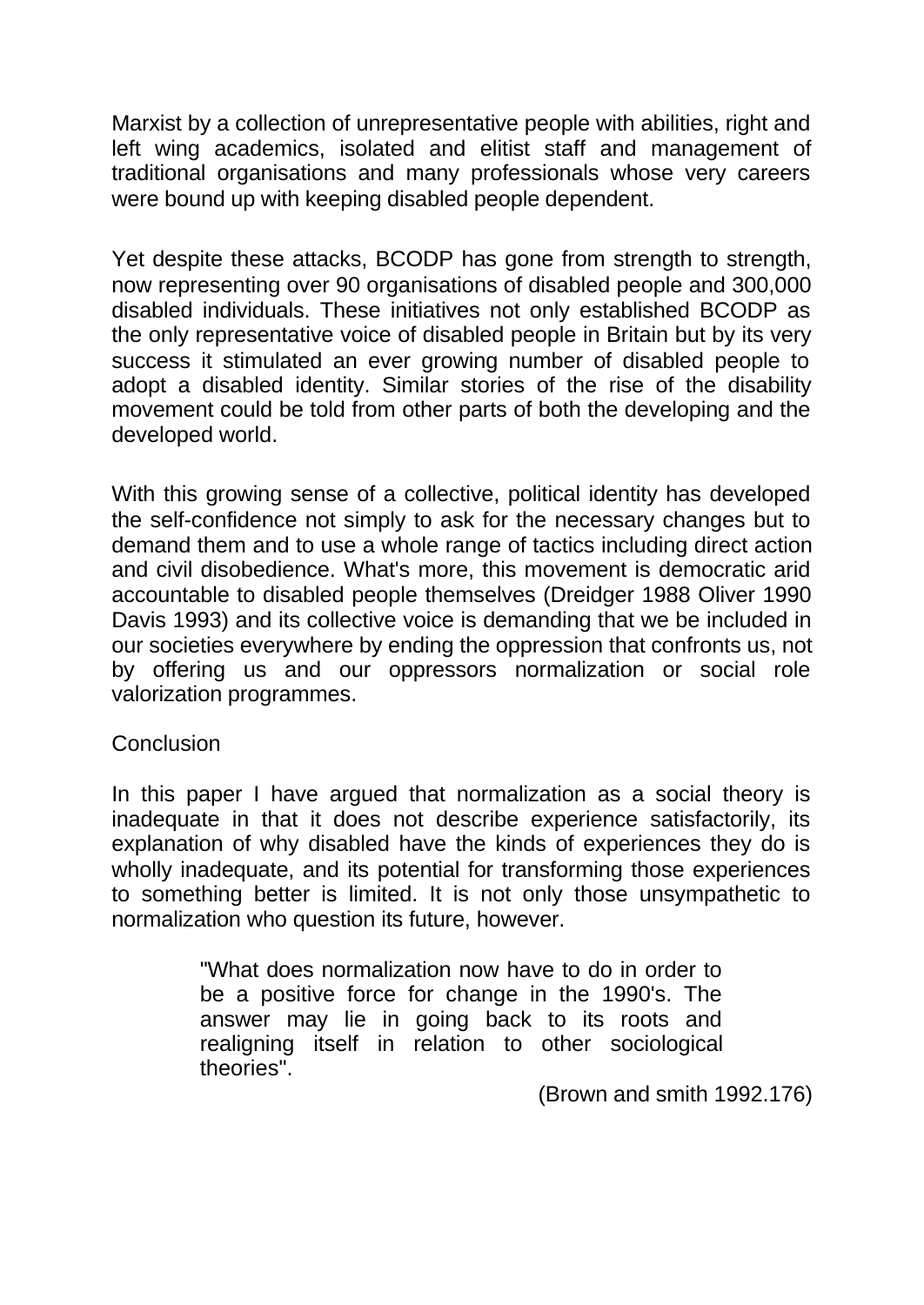Marxist by a collection of unrepresentative people with abilities, right and left wing academics, isolated and elitist staff and management of traditional organisations and many professionals whose very careers were bound up with keeping disabled people dependent.

Yet despite these attacks, BCODP has gone from strength to strength, now representing over 90 organisations of disabled people and 300,000 disabled individuals. These initiatives not only established BCODP as the only representative voice of disabled people in Britain but by its very success it stimulated an ever growing number of disabled people to adopt a disabled identity. Similar stories of the rise of the disability movement could be told from other parts of both the developing and the developed world.

With this growing sense of a collective, political identity has developed the self-confidence not simply to ask for the necessary changes but to demand them and to use a whole range of tactics including direct action and civil disobedience. What's more, this movement is democratic arid accountable to disabled people themselves (Dreidger 1988 Oliver 1990 Davis 1993) and its collective voice is demanding that we be included in our societies everywhere by ending the oppression that confronts us, not by offering us and our oppressors normalization or social role valorization programmes.

## Conclusion

In this paper I have argued that normalization as a social theory is inadequate in that it does not describe experience satisfactorily, its explanation of why disabled have the kinds of experiences they do is wholly inadequate, and its potential for transforming those experiences to something better is limited. It is not only those unsympathetic to normalization who question its future, however.

> "What does normalization now have to do in order to be a positive force for change in the 1990's. The answer may lie in going back to its roots and realigning itself in relation to other sociological theories".
>
> (Brown and smith 1992.176)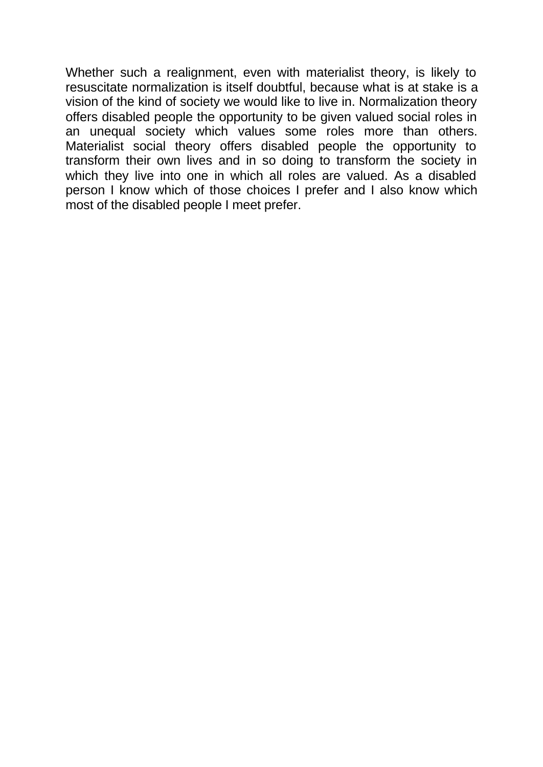Whether such a realignment, even with materialist theory, is likely to resuscitate normalization is itself doubtful, because what is at stake is a vision of the kind of society we would like to live in. Normalization theory offers disabled people the opportunity to be given valued social roles in an unequal society which values some roles more than others. Materialist social theory offers disabled people the opportunity to transform their own lives and in so doing to transform the society in which they live into one in which all roles are valued. As a disabled person I know which of those choices I prefer and I also know which most of the disabled people I meet prefer.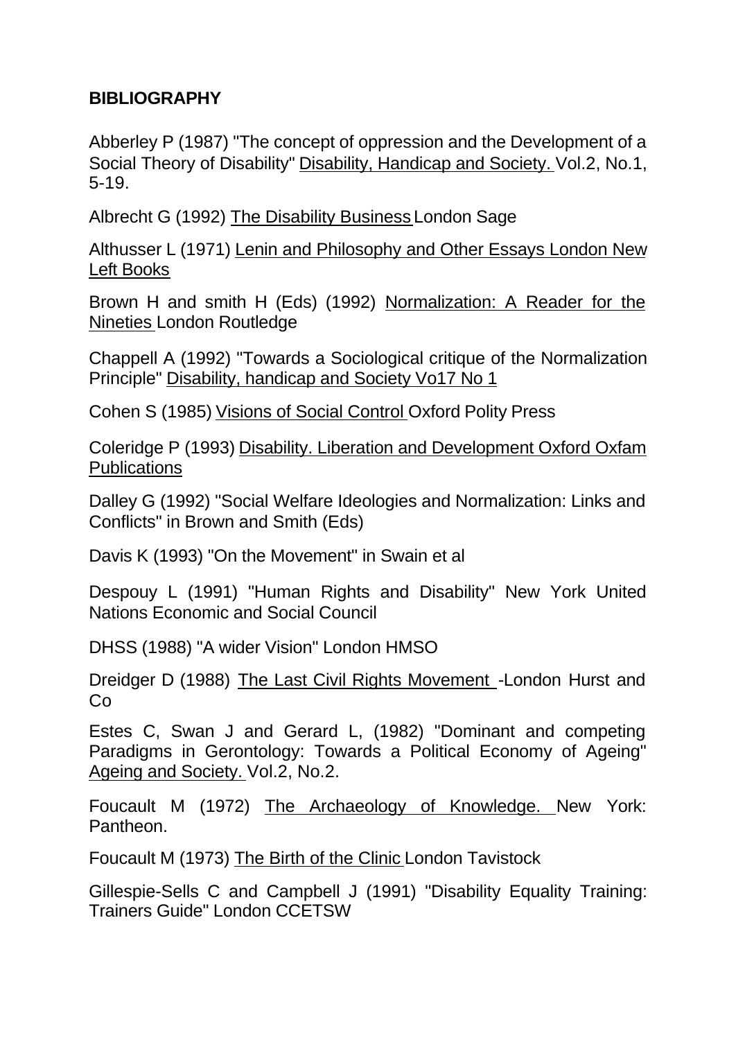**BIBLIOGRAPHY**

Abberley P (1987) "The concept of oppression and the Development of a Social Theory of Disability" Disability, Handicap and Society. Vol.2, No.1, 5-19.

Albrecht G (1992) The Disability Business London Sage

Althusser L (1971) Lenin and Philosophy and Other Essays London New Left Books

Brown H and smith H (Eds) (1992) Normalization: A Reader for the Nineties London Routledge

Chappell A (1992) "Towards a Sociological critique of the Normalization Principle" Disability, handicap and Society Vo17 No 1

Cohen S (1985) Visions of Social Control Oxford Polity Press

Coleridge P (1993) Disability. Liberation and Development Oxford Oxfam Publications

Dalley G (1992) "Social Welfare Ideologies and Normalization: Links and Conflicts" in Brown and Smith (Eds)

Davis K (1993) "On the Movement" in Swain et al

Despouy L (1991) "Human Rights and Disability" New York United Nations Economic and Social Council

DHSS (1988) "A wider Vision" London HMSO

Dreidger D (1988) The Last Civil Rights Movement -London Hurst and Co

Estes C, Swan J and Gerard L, (1982) "Dominant and competing Paradigms in Gerontology: Towards a Political Economy of Ageing" Ageing and Society. Vol.2, No.2.

Foucault M (1972) The Archaeology of Knowledge. New York: Pantheon.

Foucault M (1973) The Birth of the Clinic London Tavistock

Gillespie-Sells C and Campbell J (1991) "Disability Equality Training: Trainers Guide" London CCETSW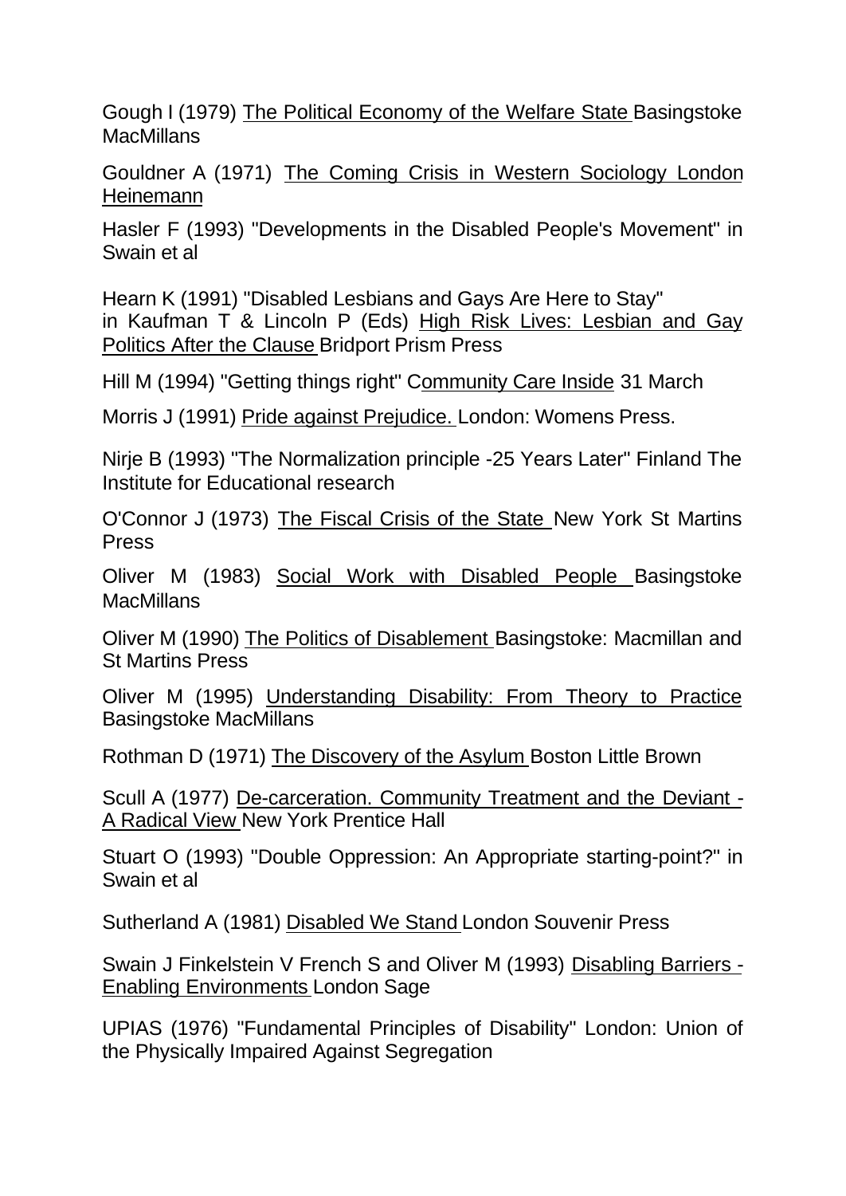Gough I (1979) The Political Economy of the Welfare State Basingstoke MacMillans

Gouldner A (1971) The Coming Crisis in Western Sociology London Heinemann

Hasler F (1993) "Developments in the Disabled People's Movement" in Swain et al

Hearn K (1991) "Disabled Lesbians and Gays Are Here to Stay" in Kaufman T & Lincoln P (Eds) High Risk Lives: Lesbian and Gay Politics After the Clause Bridport Prism Press

Hill M (1994) "Getting things right" Community Care Inside 31 March

Morris J (1991) Pride against Prejudice. London: Womens Press.

Nirje B (1993) "The Normalization principle -25 Years Later" Finland The Institute for Educational research

O'Connor J (1973) The Fiscal Crisis of the State New York St Martins Press

Oliver M (1983) Social Work with Disabled People Basingstoke MacMillans

Oliver M (1990) The Politics of Disablement Basingstoke: Macmillan and St Martins Press

Oliver M (1995) Understanding Disability: From Theory to Practice Basingstoke MacMillans

Rothman D (1971) The Discovery of the Asylum Boston Little Brown

Scull A (1977) De-carceration. Community Treatment and the Deviant - A Radical View New York Prentice Hall

Stuart O (1993) "Double Oppression: An Appropriate starting-point?" in Swain et al

Sutherland A (1981) Disabled We Stand London Souvenir Press

Swain J Finkelstein V French S and Oliver M (1993) Disabling Barriers - Enabling Environments London Sage

UPIAS (1976) "Fundamental Principles of Disability" London: Union of the Physically Impaired Against Segregation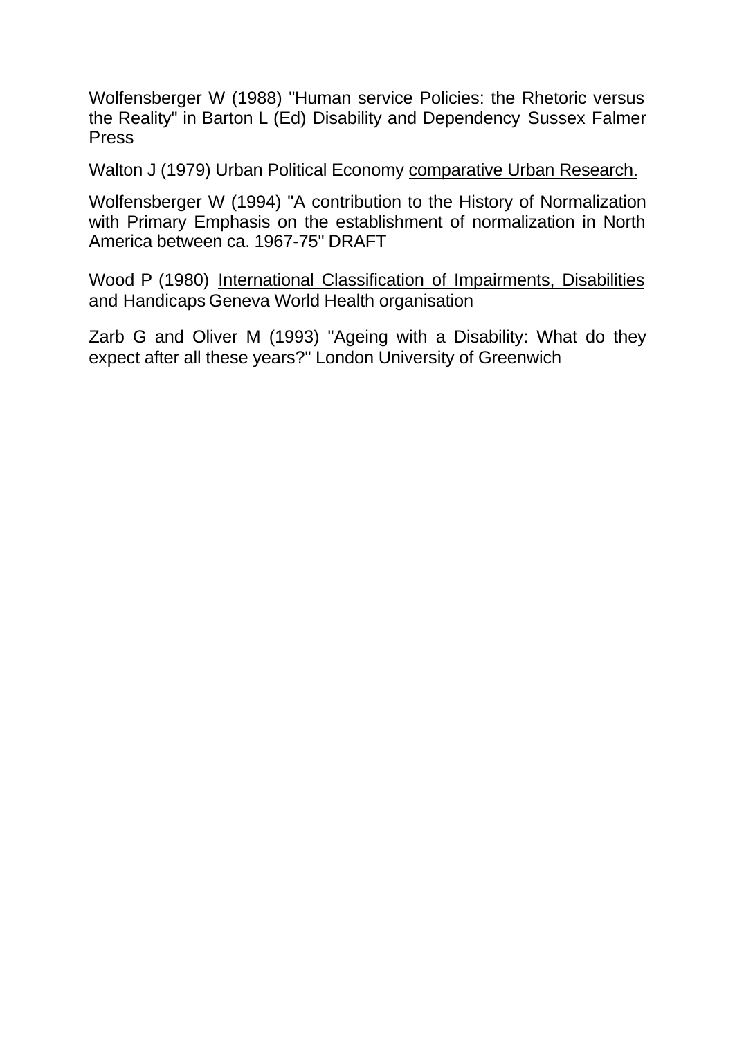Wolfensberger W (1988) "Human service Policies: the Rhetoric versus the Reality" in Barton L (Ed) Disability and Dependency Sussex Falmer Press

Walton J (1979) Urban Political Economy comparative Urban Research.

Wolfensberger W (1994) "A contribution to the History of Normalization with Primary Emphasis on the establishment of normalization in North America between ca. 1967-75" DRAFT

Wood P (1980) International Classification of Impairments, Disabilities and Handicaps Geneva World Health organisation

Zarb G and Oliver M (1993) "Ageing with a Disability: What do they expect after all these years?" London University of Greenwich